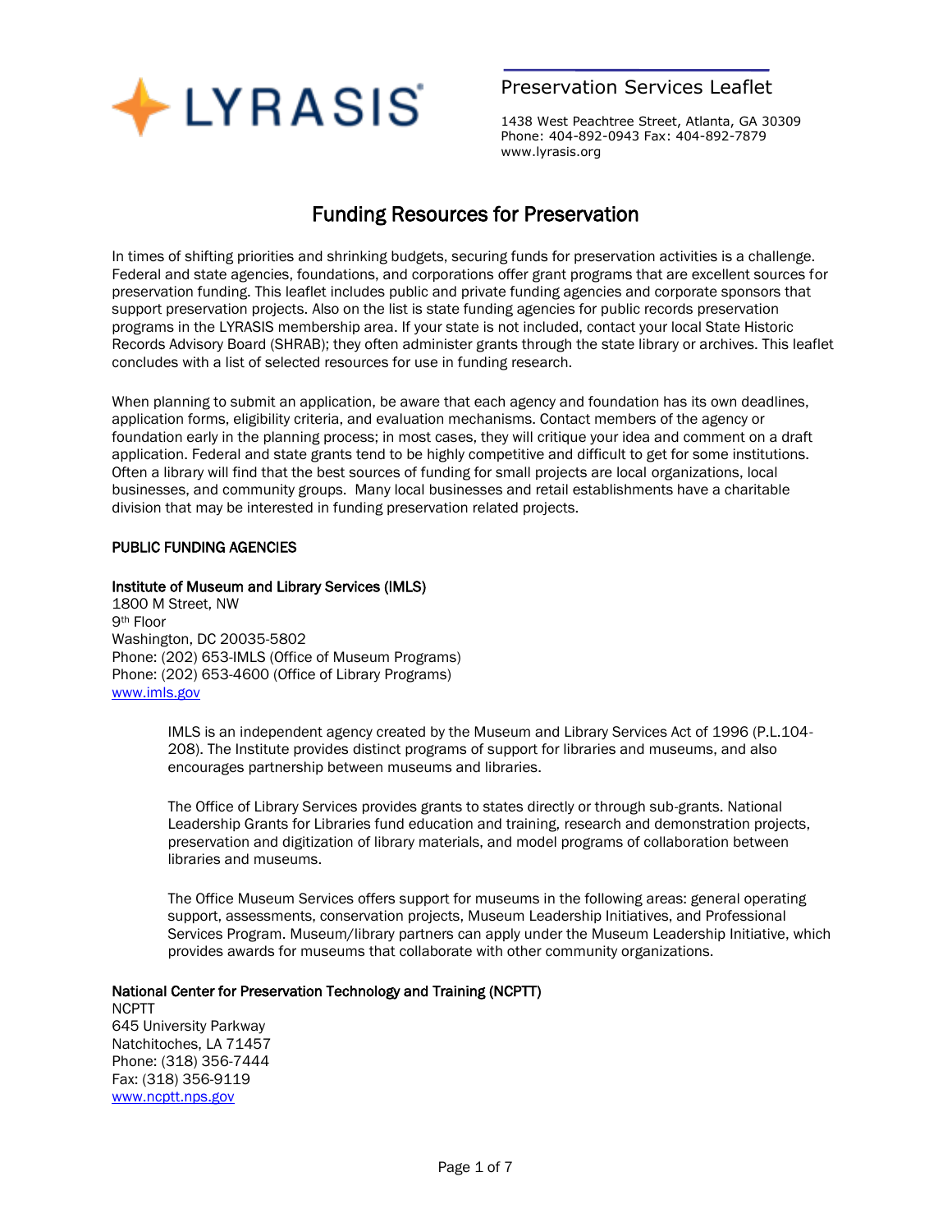LYRASIS

Preservation Services Leaflet

1438 West Peachtree Street, Atlanta, GA 30309
Phone: 404-892-0943 Fax: 404-892-7879
www.lyrasis.org

# Funding Resources for Preservation

In times of shifting priorities and shrinking budgets, securing funds for preservation activities is a challenge. Federal and state agencies, foundations, and corporations offer grant programs that are excellent sources for preservation funding. This leaflet includes public and private funding agencies and corporate sponsors that support preservation projects. Also on the list is state funding agencies for public records preservation programs in the LYRASIS membership area. If your state is not included, contact your local State Historic Records Advisory Board (SHRAB); they often administer grants through the state library or archives. This leaflet concludes with a list of selected resources for use in funding research.

When planning to submit an application, be aware that each agency and foundation has its own deadlines, application forms, eligibility criteria, and evaluation mechanisms. Contact members of the agency or foundation early in the planning process; in most cases, they will critique your idea and comment on a draft application. Federal and state grants tend to be highly competitive and difficult to get for some institutions. Often a library will find that the best sources of funding for small projects are local organizations, local businesses, and community groups. Many local businesses and retail establishments have a charitable division that may be interested in funding preservation related projects.

## PUBLIC FUNDING AGENCIES

### Institute of Museum and Library Services (IMLS)

1800 M Street, NW
9th Floor
Washington, DC 20035-5802
Phone: (202) 653-IMLS (Office of Museum Programs)
Phone: (202) 653-4600 (Office of Library Programs)
www.imls.gov

> IMLS is an independent agency created by the Museum and Library Services Act of 1996 (P.L.104-208). The Institute provides distinct programs of support for libraries and museums, and also encourages partnership between museums and libraries.
>
> The Office of Library Services provides grants to states directly or through sub-grants. National Leadership Grants for Libraries fund education and training, research and demonstration projects, preservation and digitization of library materials, and model programs of collaboration between libraries and museums.
>
> The Office Museum Services offers support for museums in the following areas: general operating support, assessments, conservation projects, Museum Leadership Initiatives, and Professional Services Program. Museum/library partners can apply under the Museum Leadership Initiative, which provides awards for museums that collaborate with other community organizations.

### National Center for Preservation Technology and Training (NCPTT)

NCPTT
645 University Parkway
Natchitoches, LA 71457
Phone: (318) 356-7444
Fax: (318) 356-9119
www.ncptt.nps.gov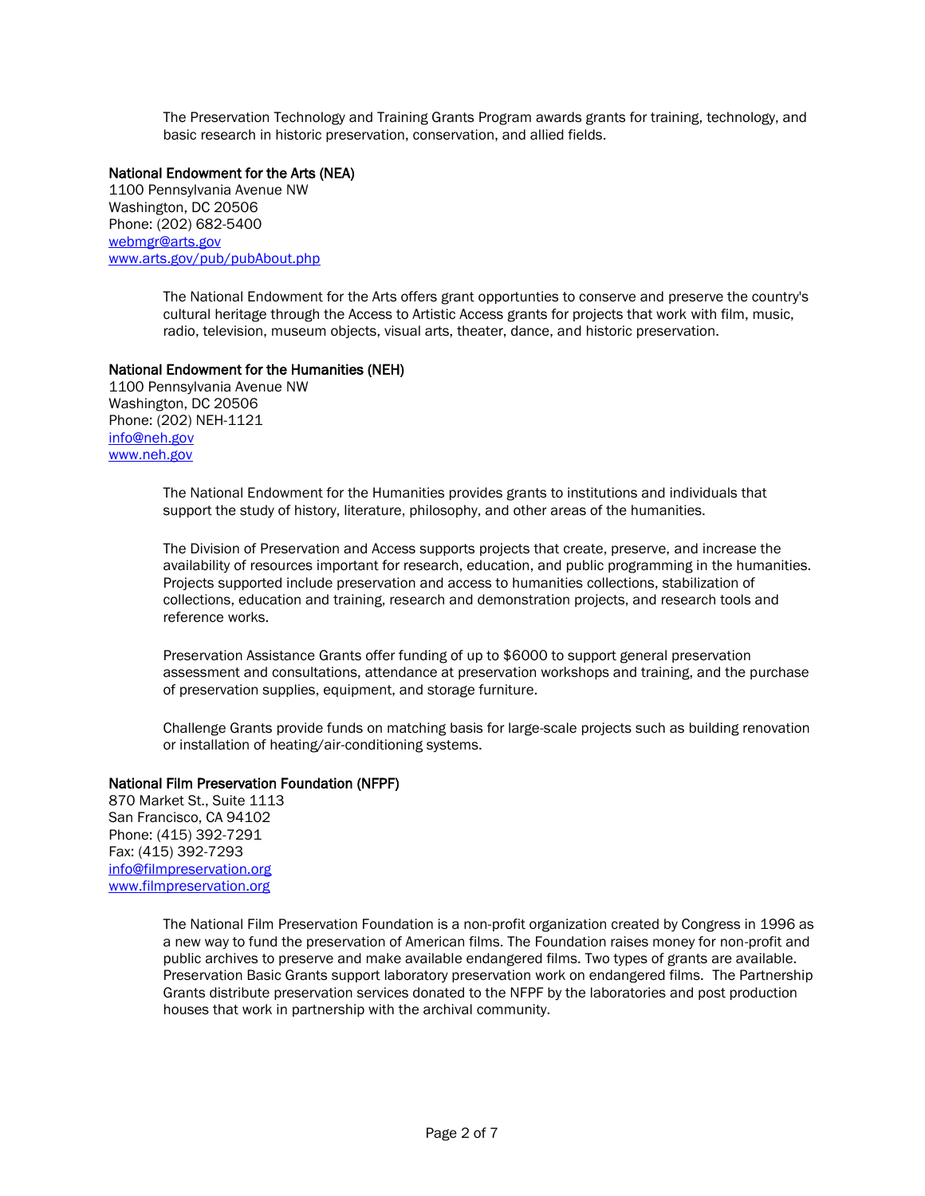The Preservation Technology and Training Grants Program awards grants for training, technology, and basic research in historic preservation, conservation, and allied fields.

**National Endowment for the Arts (NEA)**
1100 Pennsylvania Avenue NW
Washington, DC 20506
Phone: (202) 682-5400
webmgr@arts.gov
www.arts.gov/pub/pubAbout.php

The National Endowment for the Arts offers grant opportunties to conserve and preserve the country's cultural heritage through the Access to Artistic Access grants for projects that work with film, music, radio, television, museum objects, visual arts, theater, dance, and historic preservation.

**National Endowment for the Humanities (NEH)**
1100 Pennsylvania Avenue NW
Washington, DC 20506
Phone: (202) NEH-1121
info@neh.gov
www.neh.gov

The National Endowment for the Humanities provides grants to institutions and individuals that support the study of history, literature, philosophy, and other areas of the humanities.

The Division of Preservation and Access supports projects that create, preserve, and increase the availability of resources important for research, education, and public programming in the humanities. Projects supported include preservation and access to humanities collections, stabilization of collections, education and training, research and demonstration projects, and research tools and reference works.

Preservation Assistance Grants offer funding of up to $6000 to support general preservation assessment and consultations, attendance at preservation workshops and training, and the purchase of preservation supplies, equipment, and storage furniture.

Challenge Grants provide funds on matching basis for large-scale projects such as building renovation or installation of heating/air-conditioning systems.

**National Film Preservation Foundation (NFPF)**
870 Market St., Suite 1113
San Francisco, CA 94102
Phone: (415) 392-7291
Fax: (415) 392-7293
info@filmpreservation.org
www.filmpreservation.org

The National Film Preservation Foundation is a non-profit organization created by Congress in 1996 as a new way to fund the preservation of American films. The Foundation raises money for non-profit and public archives to preserve and make available endangered films. Two types of grants are available. Preservation Basic Grants support laboratory preservation work on endangered films. The Partnership Grants distribute preservation services donated to the NFPF by the laboratories and post production houses that work in partnership with the archival community.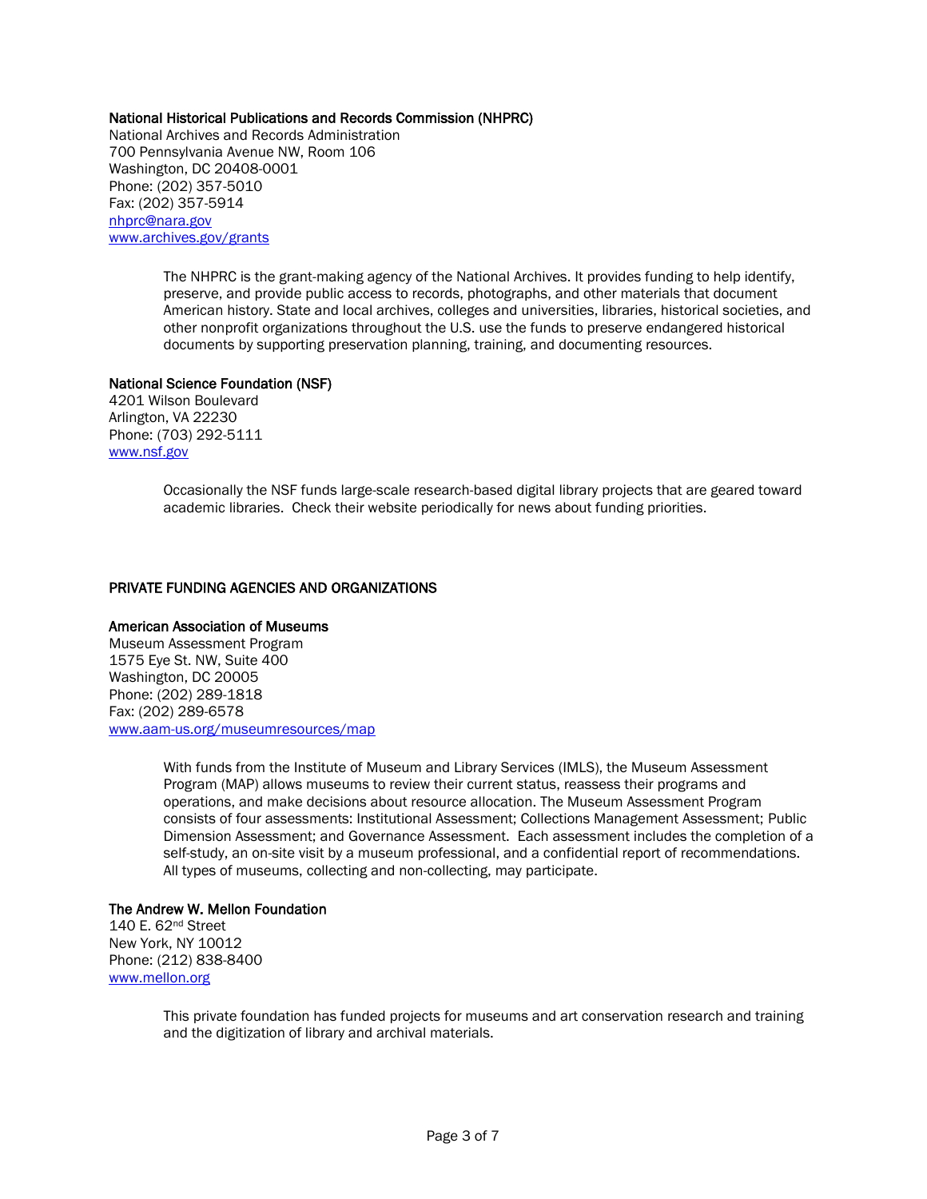**National Historical Publications and Records Commission (NHPRC)**
National Archives and Records Administration
700 Pennsylvania Avenue NW, Room 106
Washington, DC 20408-0001
Phone: (202) 357-5010
Fax: (202) 357-5914
nhprc@nara.gov
www.archives.gov/grants

> The NHPRC is the grant-making agency of the National Archives. It provides funding to help identify, preserve, and provide public access to records, photographs, and other materials that document American history. State and local archives, colleges and universities, libraries, historical societies, and other nonprofit organizations throughout the U.S. use the funds to preserve endangered historical documents by supporting preservation planning, training, and documenting resources.

**National Science Foundation (NSF)**
4201 Wilson Boulevard
Arlington, VA 22230
Phone: (703) 292-5111
www.nsf.gov

> Occasionally the NSF funds large-scale research-based digital library projects that are geared toward academic libraries. Check their website periodically for news about funding priorities.

## PRIVATE FUNDING AGENCIES AND ORGANIZATIONS

**American Association of Museums**
Museum Assessment Program
1575 Eye St. NW, Suite 400
Washington, DC 20005
Phone: (202) 289-1818
Fax: (202) 289-6578
www.aam-us.org/museumresources/map

> With funds from the Institute of Museum and Library Services (IMLS), the Museum Assessment Program (MAP) allows museums to review their current status, reassess their programs and operations, and make decisions about resource allocation. The Museum Assessment Program consists of four assessments: Institutional Assessment; Collections Management Assessment; Public Dimension Assessment; and Governance Assessment. Each assessment includes the completion of a self-study, an on-site visit by a museum professional, and a confidential report of recommendations. All types of museums, collecting and non-collecting, may participate.

**The Andrew W. Mellon Foundation**
140 E. 62nd Street
New York, NY 10012
Phone: (212) 838-8400
www.mellon.org

> This private foundation has funded projects for museums and art conservation research and training and the digitization of library and archival materials.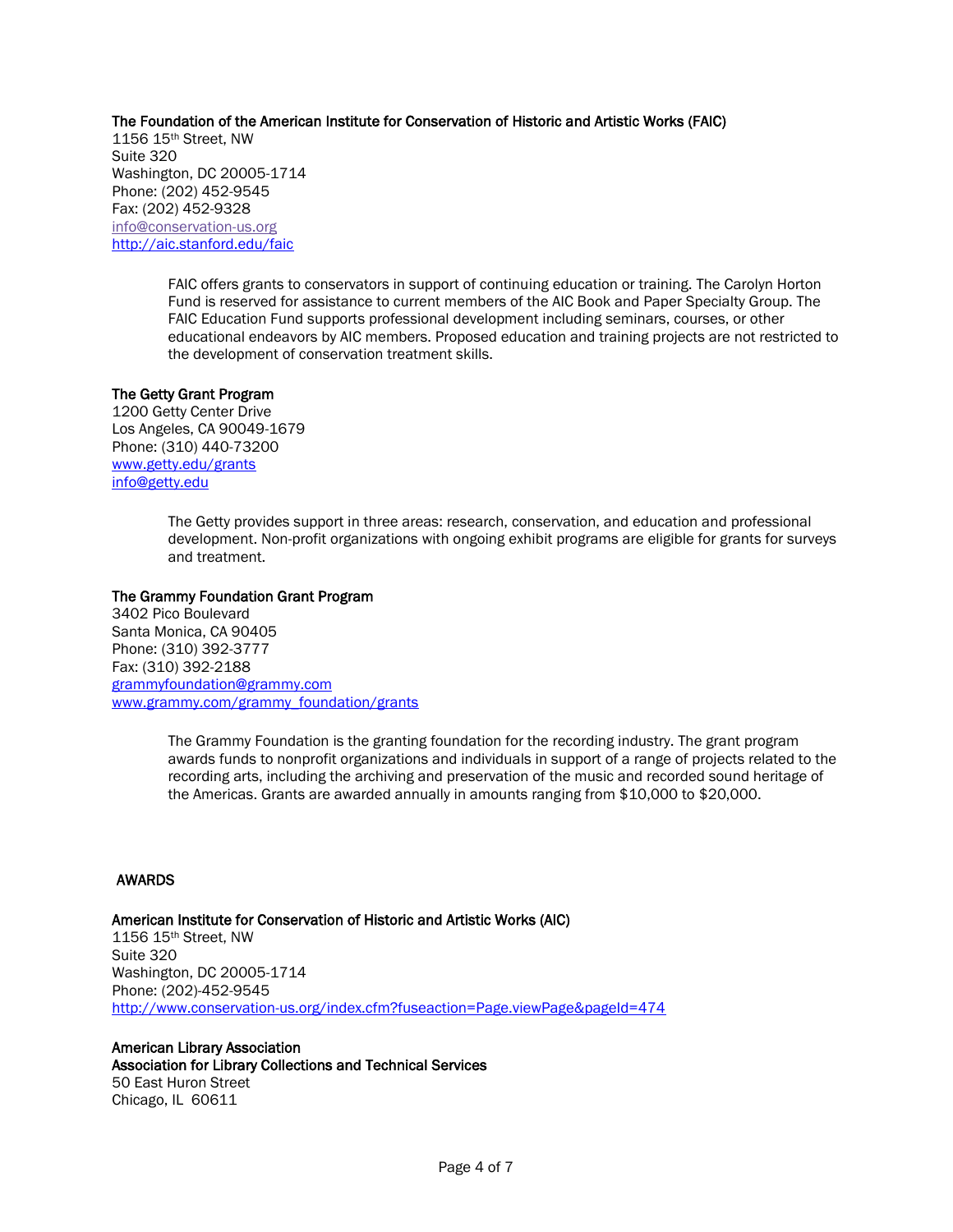**The Foundation of the American Institute for Conservation of Historic and Artistic Works (FAIC)**
1156 15th Street, NW
Suite 320
Washington, DC 20005-1714
Phone: (202) 452-9545
Fax: (202) 452-9328
info@conservation-us.org
http://aic.stanford.edu/faic

FAIC offers grants to conservators in support of continuing education or training. The Carolyn Horton Fund is reserved for assistance to current members of the AIC Book and Paper Specialty Group. The FAIC Education Fund supports professional development including seminars, courses, or other educational endeavors by AIC members. Proposed education and training projects are not restricted to the development of conservation treatment skills.

**The Getty Grant Program**
1200 Getty Center Drive
Los Angeles, CA 90049-1679
Phone: (310) 440-73200
www.getty.edu/grants
info@getty.edu

The Getty provides support in three areas: research, conservation, and education and professional development. Non-profit organizations with ongoing exhibit programs are eligible for grants for surveys and treatment.

**The Grammy Foundation Grant Program**
3402 Pico Boulevard
Santa Monica, CA 90405
Phone: (310) 392-3777
Fax: (310) 392-2188
grammyfoundation@grammy.com
www.grammy.com/grammy_foundation/grants

The Grammy Foundation is the granting foundation for the recording industry. The grant program awards funds to nonprofit organizations and individuals in support of a range of projects related to the recording arts, including the archiving and preservation of the music and recorded sound heritage of the Americas. Grants are awarded annually in amounts ranging from $10,000 to $20,000.

## AWARDS

**American Institute for Conservation of Historic and Artistic Works (AIC)**
1156 15th Street, NW
Suite 320
Washington, DC 20005-1714
Phone: (202)-452-9545
http://www.conservation-us.org/index.cfm?fuseaction=Page.viewPage&pageId=474

**American Library Association**
**Association for Library Collections and Technical Services**
50 East Huron Street
Chicago, IL 60611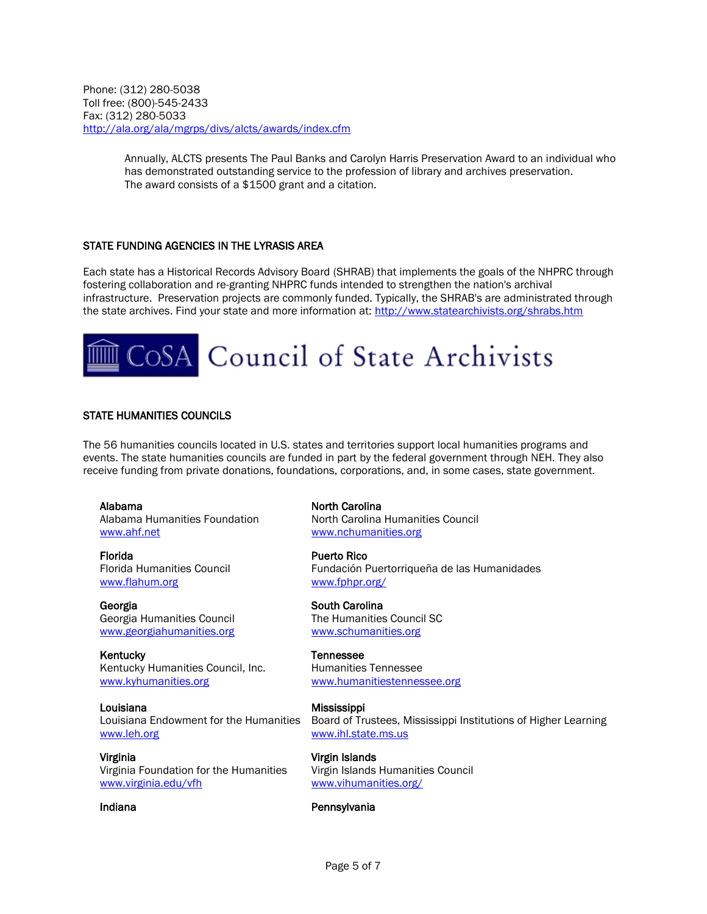Phone: (312) 280-5038
Toll free: (800)-545-2433
Fax: (312) 280-5033
http://ala.org/ala/mgrps/divs/alcts/awards/index.cfm

> Annually, ALCTS presents The Paul Banks and Carolyn Harris Preservation Award to an individual who has demonstrated outstanding service to the profession of library and archives preservation. The award consists of a $1500 grant and a citation.

## STATE FUNDING AGENCIES IN THE LYRASIS AREA

Each state has a Historical Records Advisory Board (SHRAB) that implements the goals of the NHPRC through fostering collaboration and re-granting NHPRC funds intended to strengthen the nation's archival infrastructure. Preservation projects are commonly funded. Typically, the SHRAB's are administrated through the state archives. Find your state and more information at: http://www.statearchivists.org/shrabs.htm

CoSA Council of State Archivists

## STATE HUMANITIES COUNCILS

The 56 humanities councils located in U.S. states and territories support local humanities programs and events. The state humanities councils are funded in part by the federal government through NEH. They also receive funding from private donations, foundations, corporations, and, in some cases, state government.

**Alabama**
Alabama Humanities Foundation
www.ahf.net

**Florida**
Florida Humanities Council
www.flahum.org

**Georgia**
Georgia Humanities Council
www.georgiahumanities.org

**Kentucky**
Kentucky Humanities Council, Inc.
www.kyhumanities.org

**Louisiana**
Louisiana Endowment for the Humanities
www.leh.org

**Virginia**
Virginia Foundation for the Humanities
www.virginia.edu/vfh

**Indiana**

**North Carolina**
North Carolina Humanities Council
www.nchumanities.org

**Puerto Rico**
Fundación Puertorriqueña de las Humanidades
www.fphpr.org/

**South Carolina**
The Humanities Council SC
www.schumanities.org

**Tennessee**
Humanities Tennessee
www.humanitiestennessee.org

**Mississippi**
Board of Trustees, Mississippi Institutions of Higher Learning
www.ihl.state.ms.us

**Virgin Islands**
Virgin Islands Humanities Council
www.vihumanities.org/

**Pennsylvania**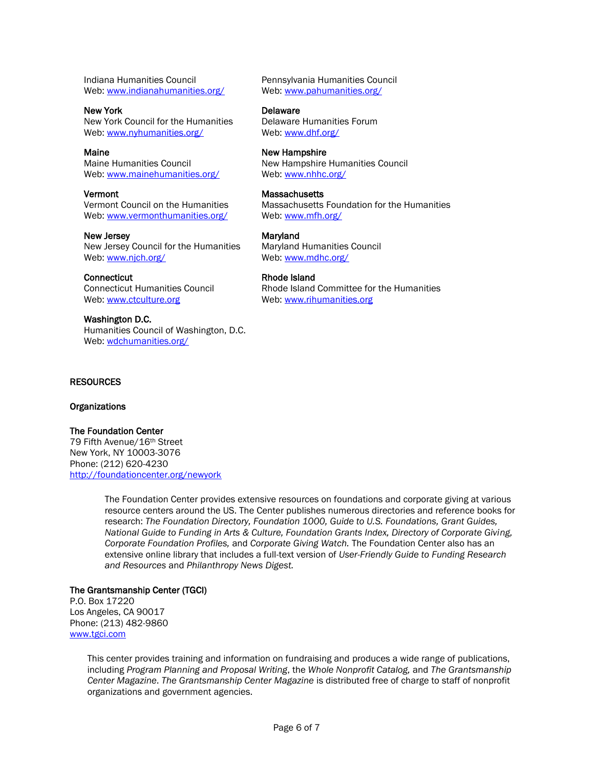Indiana Humanities Council
Web: [www.indianahumanities.org/](http://www.indianahumanities.org/)

**New York**
New York Council for the Humanities
Web: [www.nyhumanities.org/](http://www.nyhumanities.org/)

**Maine**
Maine Humanities Council
Web: [www.mainehumanities.org/](http://www.mainehumanities.org/)

**Vermont**
Vermont Council on the Humanities
Web: [www.vermonthumanities.org/](http://www.vermonthumanities.org/)

**New Jersey**
New Jersey Council for the Humanities
Web: [www.njch.org/](http://www.njch.org/)

**Connecticut**
Connecticut Humanities Council
Web: [www.ctculture.org](http://www.ctculture.org)

**Washington D.C.**
Humanities Council of Washington, D.C.
Web: [wdchumanities.org/](http://wdchumanities.org/)

Pennsylvania Humanities Council
Web: [www.pahumanities.org/](http://www.pahumanities.org/)

**Delaware**
Delaware Humanities Forum
Web: [www.dhf.org/](http://www.dhf.org/)

**New Hampshire**
New Hampshire Humanities Council
Web: [www.nhhc.org/](http://www.nhhc.org/)

**Massachusetts**
Massachusetts Foundation for the Humanities
Web: [www.mfh.org/](http://www.mfh.org/)

**Maryland**
Maryland Humanities Council
Web: [www.mdhc.org/](http://www.mdhc.org/)

**Rhode Island**
Rhode Island Committee for the Humanities
Web: [www.rihumanities.org](http://www.rihumanities.org)

## RESOURCES

### Organizations

**The Foundation Center**
79 Fifth Avenue/16th Street
New York, NY 10003-3076
Phone: (212) 620-4230
<http://foundationcenter.org/newyork>

> The Foundation Center provides extensive resources on foundations and corporate giving at various resource centers around the US. The Center publishes numerous directories and reference books for research: *The Foundation Directory, Foundation 1000, Guide to U.S. Foundations, Grant Guides, National Guide to Funding in Arts & Culture, Foundation Grants Index, Directory of Corporate Giving, Corporate Foundation Profiles,* and *Corporate Giving Watch.* The Foundation Center also has an extensive online library that includes a full-text version of *User-Friendly Guide to Funding Research and Resources* and *Philanthropy News Digest.*

**The Grantsmanship Center (TGCI)**
P.O. Box 17220
Los Angeles, CA 90017
Phone: (213) 482-9860
[www.tgci.com](http://www.tgci.com)

> This center provides training and information on fundraising and produces a wide range of publications, including *Program Planning and Proposal Writing*, the *Whole Nonprofit Catalog,* and *The Grantsmanship Center Magazine*. *The Grantsmanship Center Magazine* is distributed free of charge to staff of nonprofit organizations and government agencies.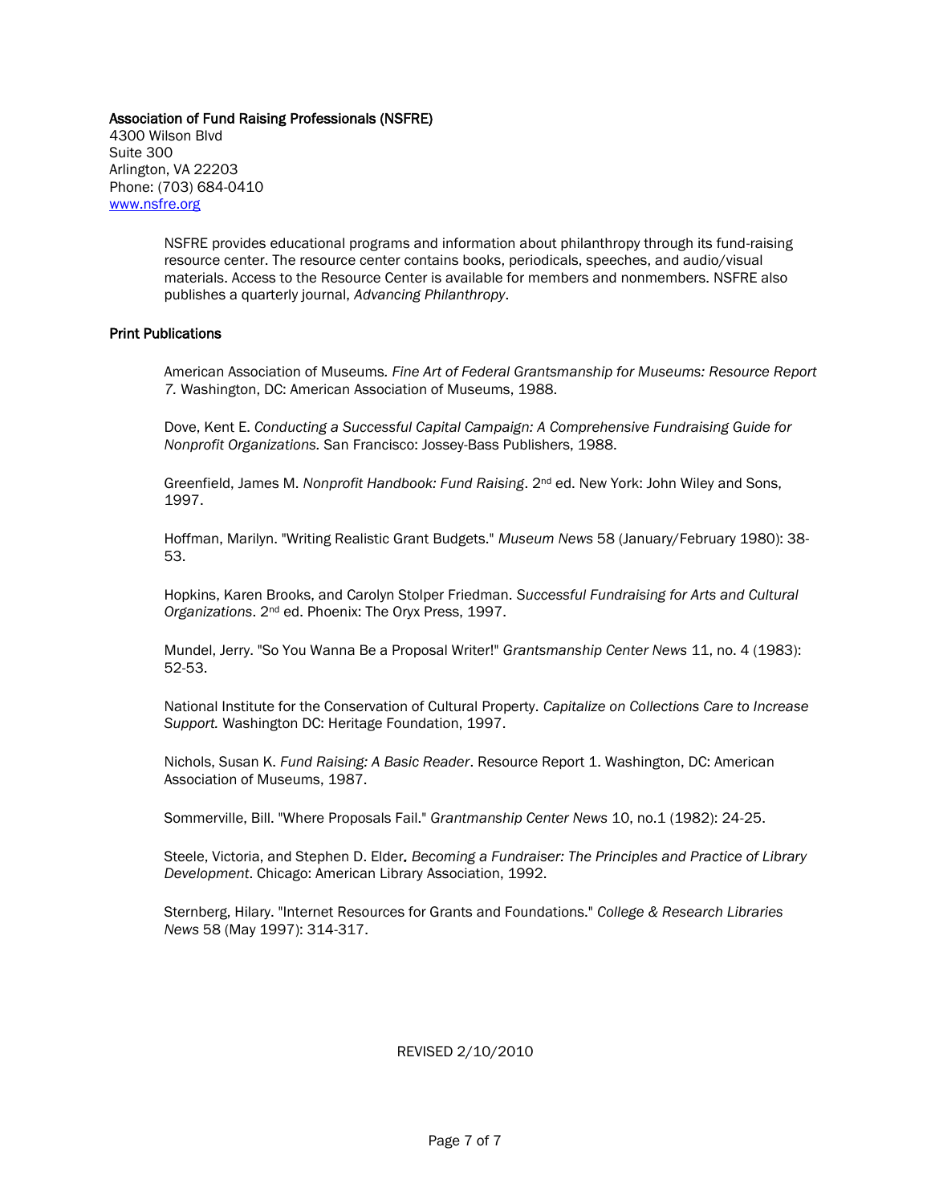**Association of Fund Raising Professionals (NSFRE)**
4300 Wilson Blvd
Suite 300
Arlington, VA 22203
Phone: (703) 684-0410
[www.nsfre.org](http://www.nsfre.org)

NSFRE provides educational programs and information about philanthropy through its fund-raising resource center. The resource center contains books, periodicals, speeches, and audio/visual materials. Access to the Resource Center is available for members and nonmembers. NSFRE also publishes a quarterly journal, *Advancing Philanthropy*.

**Print Publications**

American Association of Museums. *Fine Art of Federal Grantsmanship for Museums: Resource Report 7.* Washington, DC: American Association of Museums, 1988.

Dove, Kent E. *Conducting a Successful Capital Campaign: A Comprehensive Fundraising Guide for Nonprofit Organizations.* San Francisco: Jossey-Bass Publishers, 1988.

Greenfield, James M. *Nonprofit Handbook: Fund Raising*. 2nd ed. New York: John Wiley and Sons, 1997.

Hoffman, Marilyn. "Writing Realistic Grant Budgets." *Museum News* 58 (January/February 1980): 38-53.

Hopkins, Karen Brooks, and Carolyn Stolper Friedman. *Successful Fundraising for Arts and Cultural Organizations*. 2nd ed. Phoenix: The Oryx Press, 1997.

Mundel, Jerry. "So You Wanna Be a Proposal Writer!" *Grantsmanship Center News* 11, no. 4 (1983): 52-53.

National Institute for the Conservation of Cultural Property. *Capitalize on Collections Care to Increase Support.* Washington DC: Heritage Foundation, 1997.

Nichols, Susan K. *Fund Raising: A Basic Reader*. Resource Report 1. Washington, DC: American Association of Museums, 1987.

Sommerville, Bill. "Where Proposals Fail." *Grantmanship Center News* 10, no.1 (1982): 24-25.

Steele, Victoria, and Stephen D. Elder. *Becoming a Fundraiser: The Principles and Practice of Library Development*. Chicago: American Library Association, 1992.

Sternberg, Hilary. "Internet Resources for Grants and Foundations." *College & Research Libraries News* 58 (May 1997): 314-317.

REVISED 2/10/2010